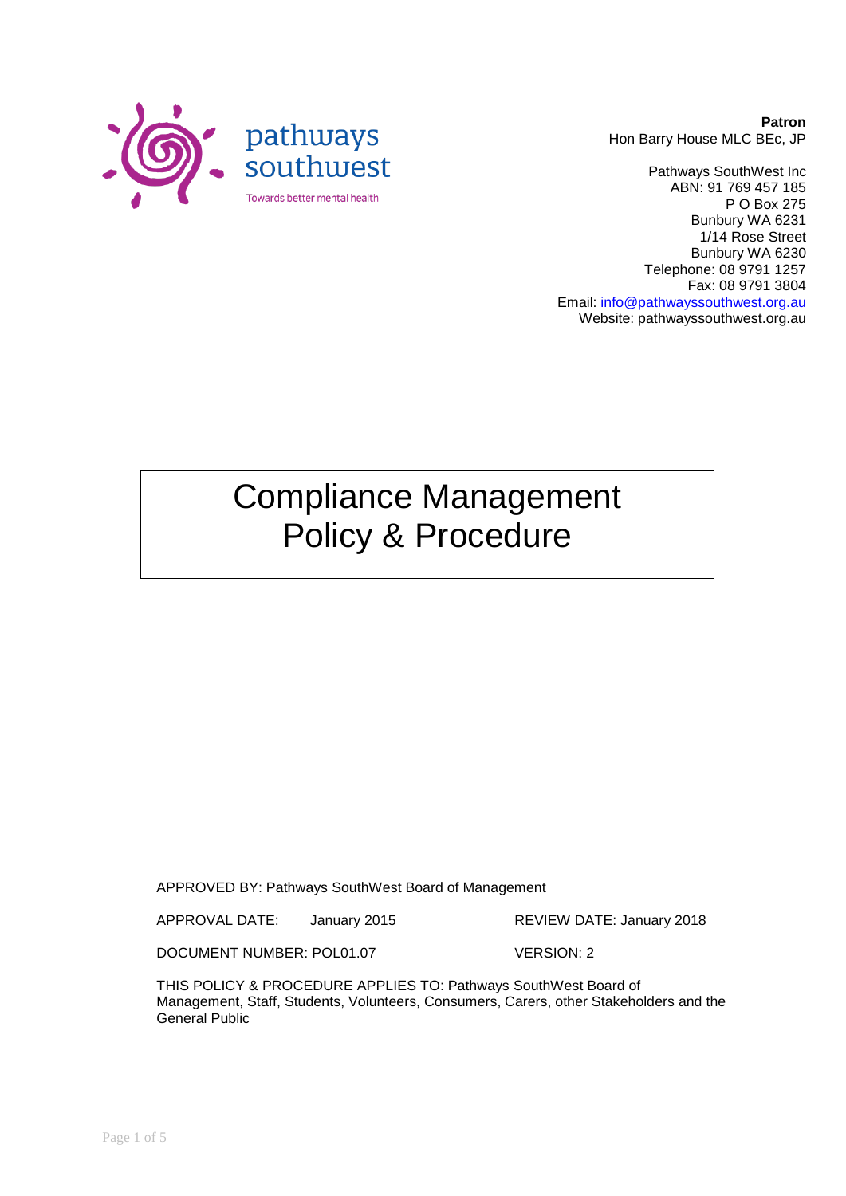pathways southwest

Towards better mental health

**Patron**
Hon Barry House MLC BEc, JP

Pathways SouthWest Inc
ABN: 91 769 457 185
P O Box 275
Bunbury WA 6231
1/14 Rose Street
Bunbury WA 6230
Telephone: 08 9791 1257
Fax: 08 9791 3804
Email: info@pathwayssouthwest.org.au
Website: pathwayssouthwest.org.au

# Compliance Management Policy & Procedure

APPROVED BY: Pathways SouthWest Board of Management

APPROVAL DATE: January 2015 REVIEW DATE: January 2018

DOCUMENT NUMBER: POL01.07 VERSION: 2

THIS POLICY & PROCEDURE APPLIES TO: Pathways SouthWest Board of Management, Staff, Students, Volunteers, Consumers, Carers, other Stakeholders and the General Public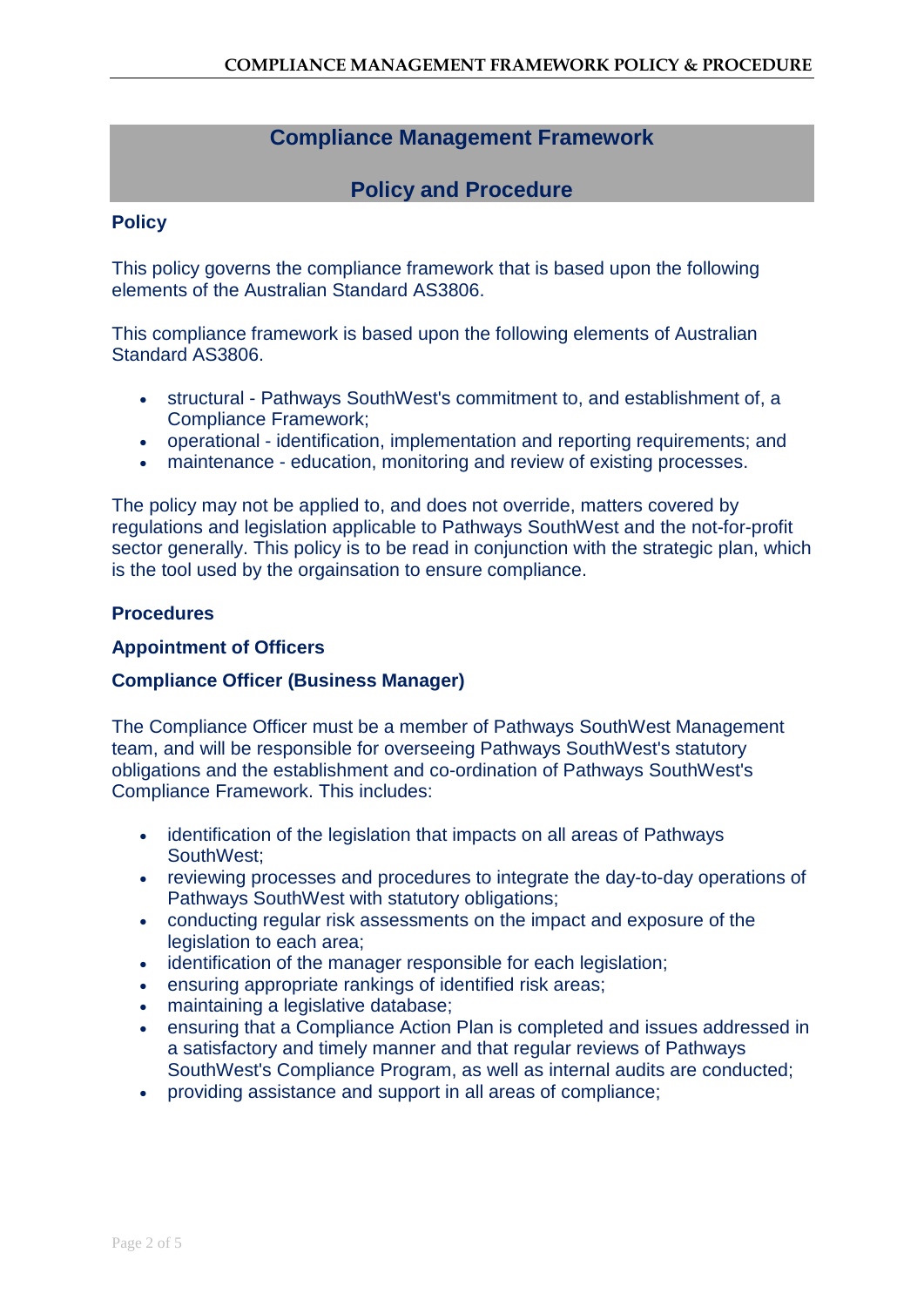# Compliance Management Framework

## Policy and Procedure

### Policy

This policy governs the compliance framework that is based upon the following elements of the Australian Standard AS3806.

This compliance framework is based upon the following elements of Australian Standard AS3806.

- structural - Pathways SouthWest's commitment to, and establishment of, a Compliance Framework;
- operational - identification, implementation and reporting requirements; and
- maintenance - education, monitoring and review of existing processes.

The policy may not be applied to, and does not override, matters covered by regulations and legislation applicable to Pathways SouthWest and the not-for-profit sector generally. This policy is to be read in conjunction with the strategic plan, which is the tool used by the orgainsation to ensure compliance.

### Procedures

### Appointment of Officers

### Compliance Officer (Business Manager)

The Compliance Officer must be a member of Pathways SouthWest Management team, and will be responsible for overseeing Pathways SouthWest's statutory obligations and the establishment and co-ordination of Pathways SouthWest's Compliance Framework. This includes:

- identification of the legislation that impacts on all areas of Pathways SouthWest;
- reviewing processes and procedures to integrate the day-to-day operations of Pathways SouthWest with statutory obligations;
- conducting regular risk assessments on the impact and exposure of the legislation to each area;
- identification of the manager responsible for each legislation;
- ensuring appropriate rankings of identified risk areas;
- maintaining a legislative database;
- ensuring that a Compliance Action Plan is completed and issues addressed in a satisfactory and timely manner and that regular reviews of Pathways SouthWest's Compliance Program, as well as internal audits are conducted;
- providing assistance and support in all areas of compliance;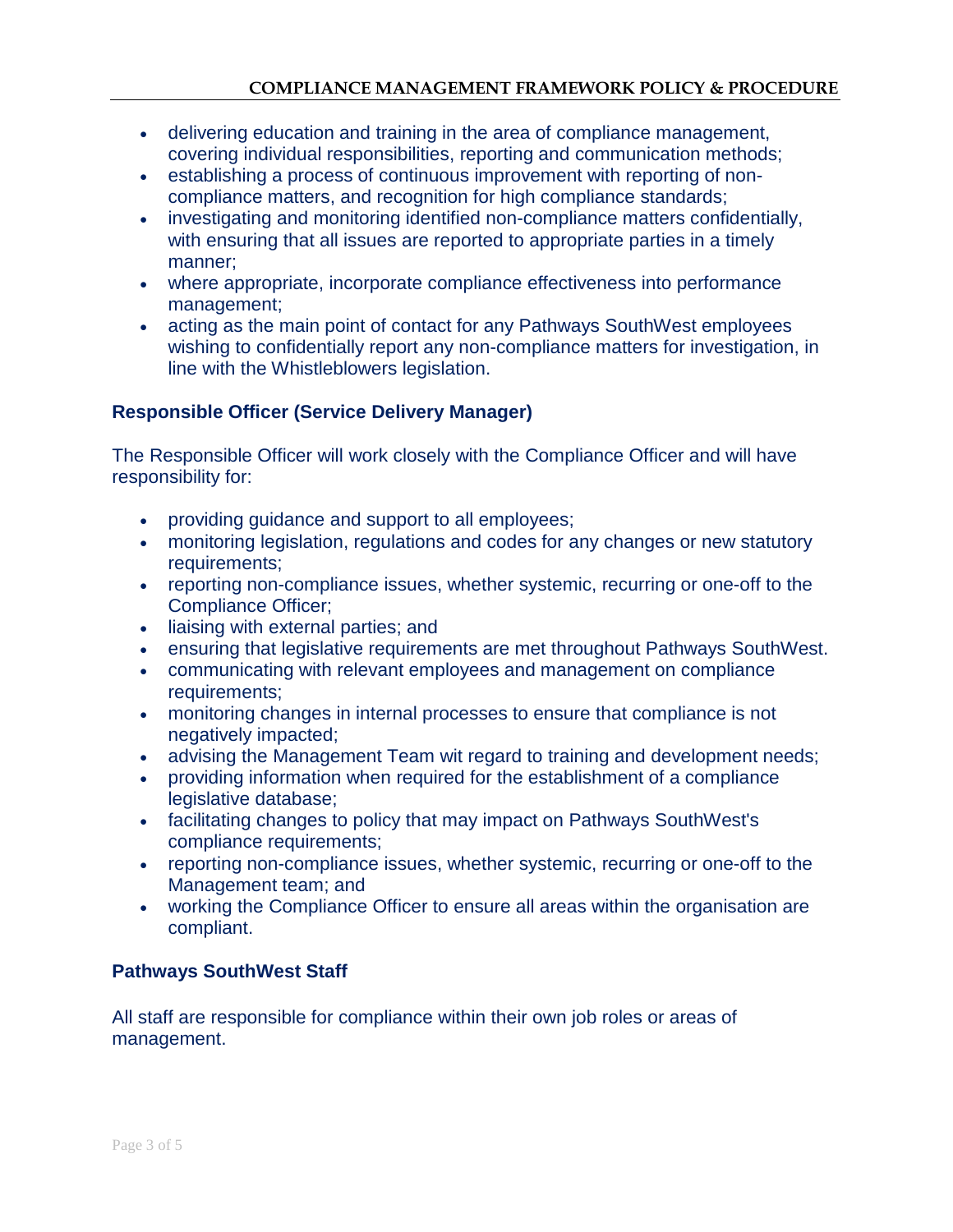- delivering education and training in the area of compliance management, covering individual responsibilities, reporting and communication methods;
- establishing a process of continuous improvement with reporting of non-compliance matters, and recognition for high compliance standards;
- investigating and monitoring identified non-compliance matters confidentially, with ensuring that all issues are reported to appropriate parties in a timely manner;
- where appropriate, incorporate compliance effectiveness into performance management;
- acting as the main point of contact for any Pathways SouthWest employees wishing to confidentially report any non-compliance matters for investigation, in line with the Whistleblowers legislation.

### Responsible Officer (Service Delivery Manager)

The Responsible Officer will work closely with the Compliance Officer and will have responsibility for:

- providing guidance and support to all employees;
- monitoring legislation, regulations and codes for any changes or new statutory requirements;
- reporting non-compliance issues, whether systemic, recurring or one-off to the Compliance Officer;
- liaising with external parties; and
- ensuring that legislative requirements are met throughout Pathways SouthWest.
- communicating with relevant employees and management on compliance requirements;
- monitoring changes in internal processes to ensure that compliance is not negatively impacted;
- advising the Management Team wit regard to training and development needs;
- providing information when required for the establishment of a compliance legislative database;
- facilitating changes to policy that may impact on Pathways SouthWest's compliance requirements;
- reporting non-compliance issues, whether systemic, recurring or one-off to the Management team; and
- working the Compliance Officer to ensure all areas within the organisation are compliant.

### Pathways SouthWest Staff

All staff are responsible for compliance within their own job roles or areas of management.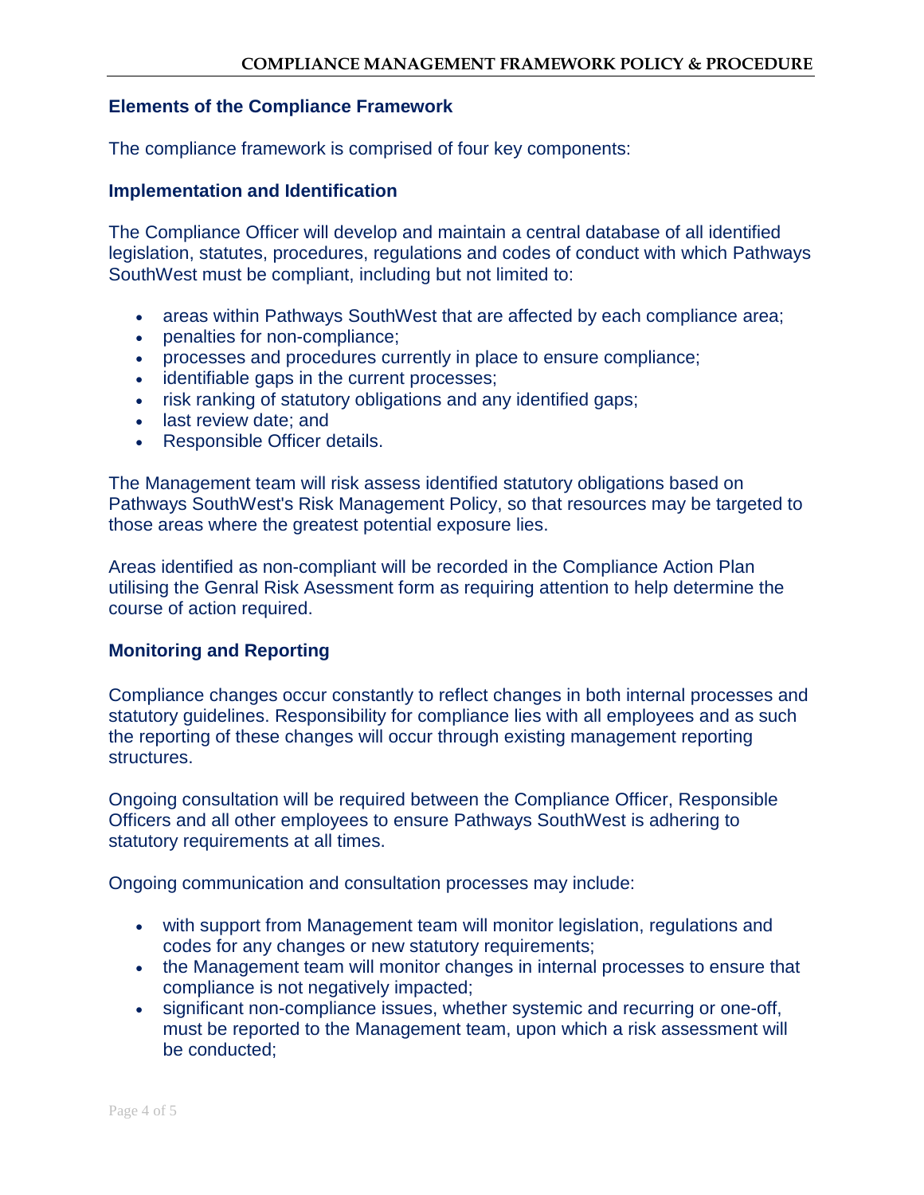## Elements of the Compliance Framework

The compliance framework is comprised of four key components:

### Implementation and Identification

The Compliance Officer will develop and maintain a central database of all identified legislation, statutes, procedures, regulations and codes of conduct with which Pathways SouthWest must be compliant, including but not limited to:

- areas within Pathways SouthWest that are affected by each compliance area;
- penalties for non-compliance;
- processes and procedures currently in place to ensure compliance;
- identifiable gaps in the current processes;
- risk ranking of statutory obligations and any identified gaps;
- last review date; and
- Responsible Officer details.

The Management team will risk assess identified statutory obligations based on Pathways SouthWest's Risk Management Policy, so that resources may be targeted to those areas where the greatest potential exposure lies.

Areas identified as non-compliant will be recorded in the Compliance Action Plan utilising the Genral Risk Asessment form as requiring attention to help determine the course of action required.

### Monitoring and Reporting

Compliance changes occur constantly to reflect changes in both internal processes and statutory guidelines. Responsibility for compliance lies with all employees and as such the reporting of these changes will occur through existing management reporting structures.

Ongoing consultation will be required between the Compliance Officer, Responsible Officers and all other employees to ensure Pathways SouthWest is adhering to statutory requirements at all times.

Ongoing communication and consultation processes may include:

- with support from Management team will monitor legislation, regulations and codes for any changes or new statutory requirements;
- the Management team will monitor changes in internal processes to ensure that compliance is not negatively impacted;
- significant non-compliance issues, whether systemic and recurring or one-off, must be reported to the Management team, upon which a risk assessment will be conducted;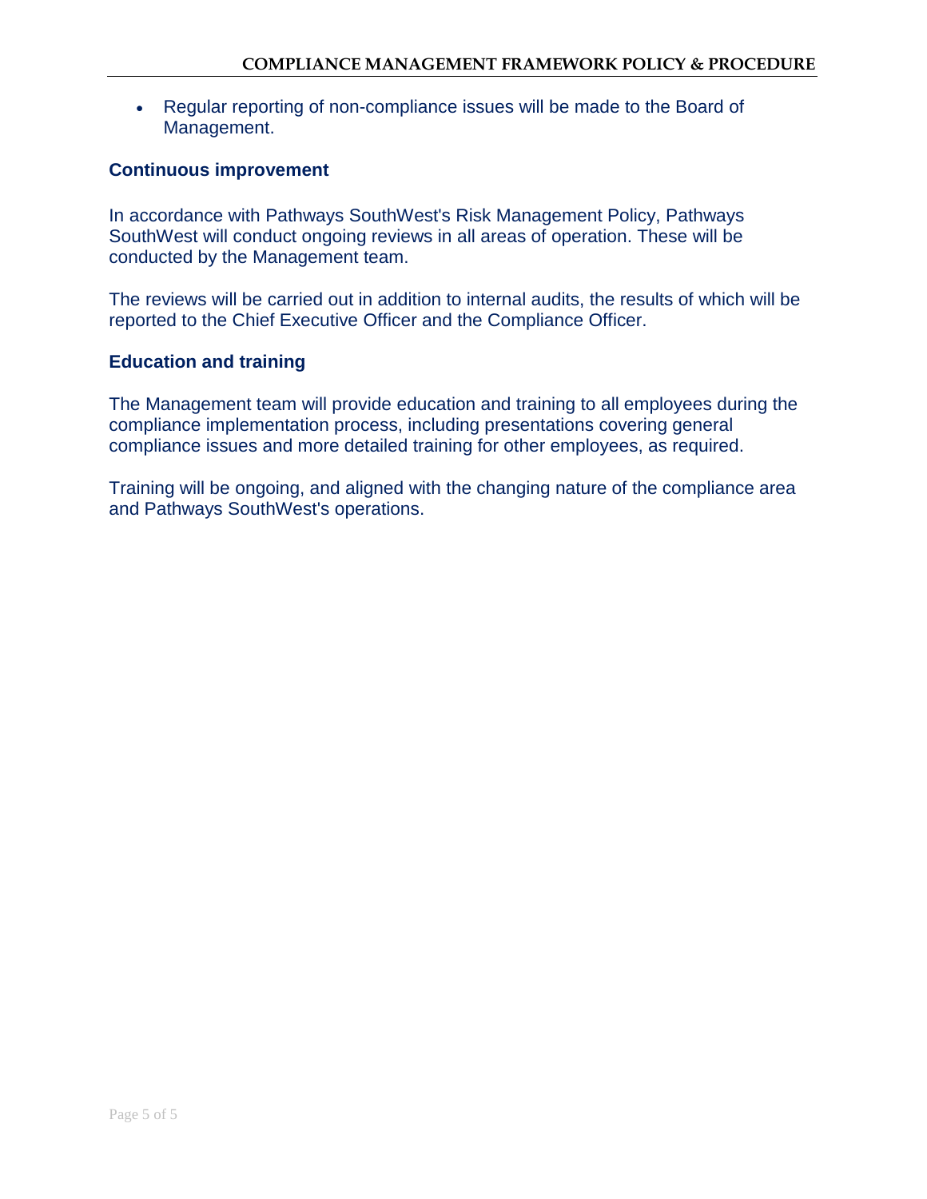- Regular reporting of non-compliance issues will be made to the Board of Management.

### Continuous improvement

In accordance with Pathways SouthWest's Risk Management Policy, Pathways SouthWest will conduct ongoing reviews in all areas of operation. These will be conducted by the Management team.

The reviews will be carried out in addition to internal audits, the results of which will be reported to the Chief Executive Officer and the Compliance Officer.

### Education and training

The Management team will provide education and training to all employees during the compliance implementation process, including presentations covering general compliance issues and more detailed training for other employees, as required.

Training will be ongoing, and aligned with the changing nature of the compliance area and Pathways SouthWest's operations.